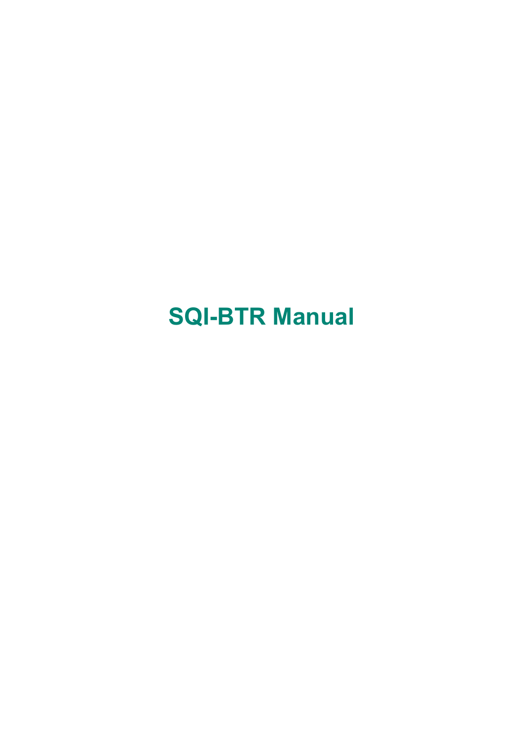# SQI-BTR Manual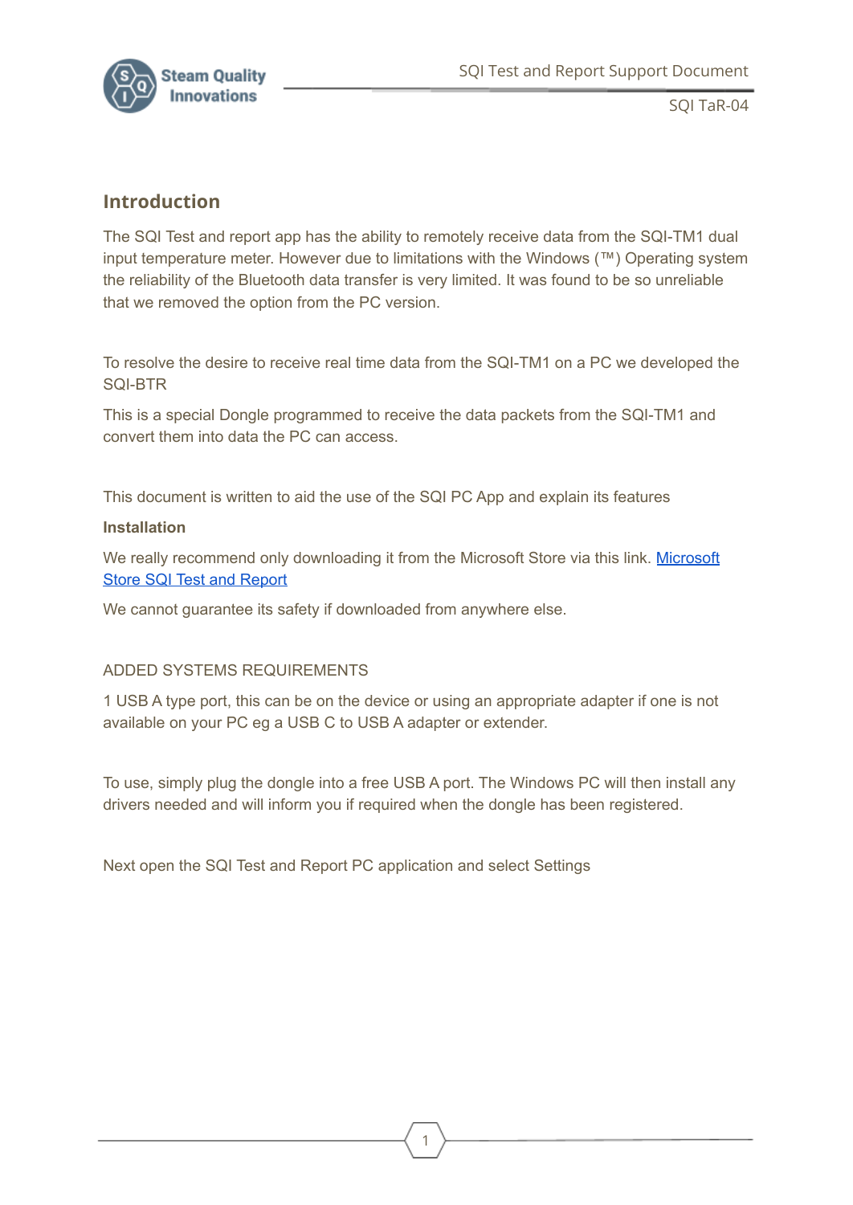## Introduction

The SQI Test and report app has the ability to remotely receive data from the SQI-TM1 dual input temperature meter. However due to limitations with the Windows (™) Operating system the reliability of the Bluetooth data transfer is very limited. It was found to be so unreliable that we removed the option from the PC version.

To resolve the desire to receive real time data from the SQI-TM1 on a PC we developed the SQI-BTR

This is a special Dongle programmed to receive the data packets from the SQI-TM1 and convert them into data the PC can access.

This document is written to aid the use of the SQI PC App and explain its features

**Installation**

We really recommend only downloading it from the Microsoft Store via this link. [Microsoft Store SQI Test and Report]

We cannot guarantee its safety if downloaded from anywhere else.

ADDED SYSTEMS REQUIREMENTS

1 USB A type port, this can be on the device or using an appropriate adapter if one is not available on your PC eg a USB C to USB A adapter or extender.

To use, simply plug the dongle into a free USB A port. The Windows PC will then install any drivers needed and will inform you if required when the dongle has been registered.

Next open the SQI Test and Report PC application and select Settings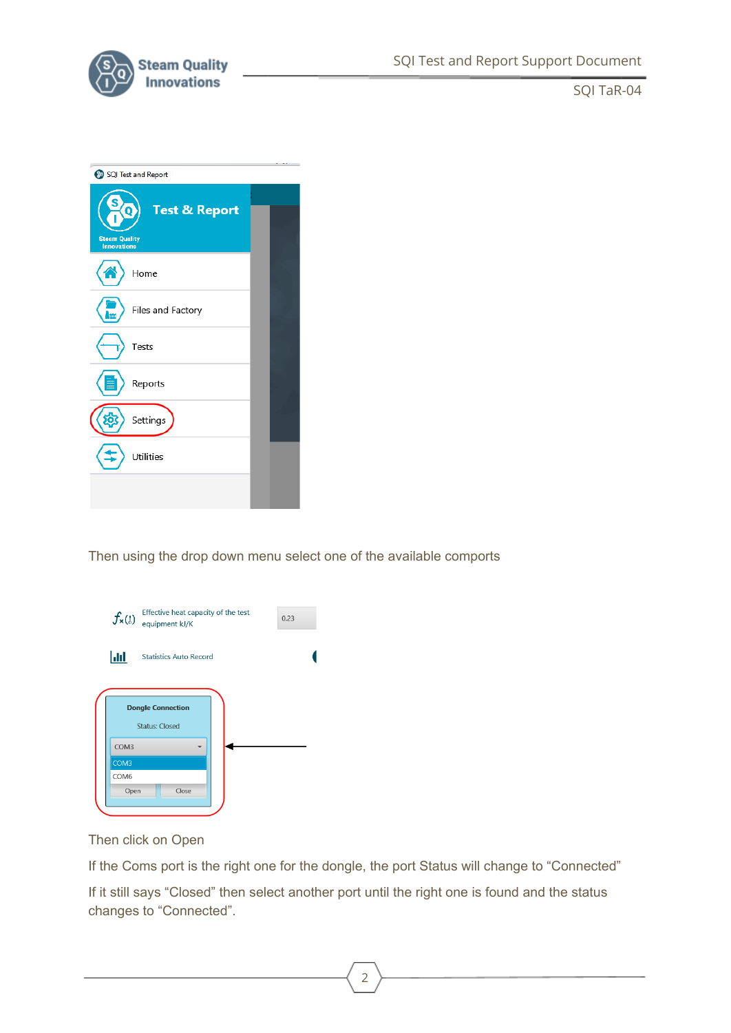Then using the drop down menu select one of the available comports

Then click on Open

If the Coms port is the right one for the dongle, the port Status will change to “Connected”

If it still says “Closed” then select another port until the right one is found and the status changes to “Connected”.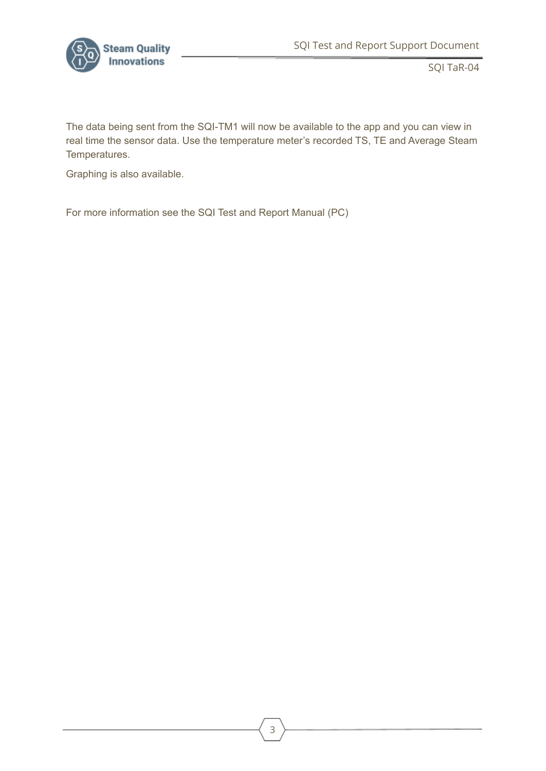The data being sent from the SQI-TM1 will now be available to the app and you can view in real time the sensor data. Use the temperature meter's recorded TS, TE and Average Steam Temperatures.

Graphing is also available.

For more information see the SQI Test and Report Manual (PC)